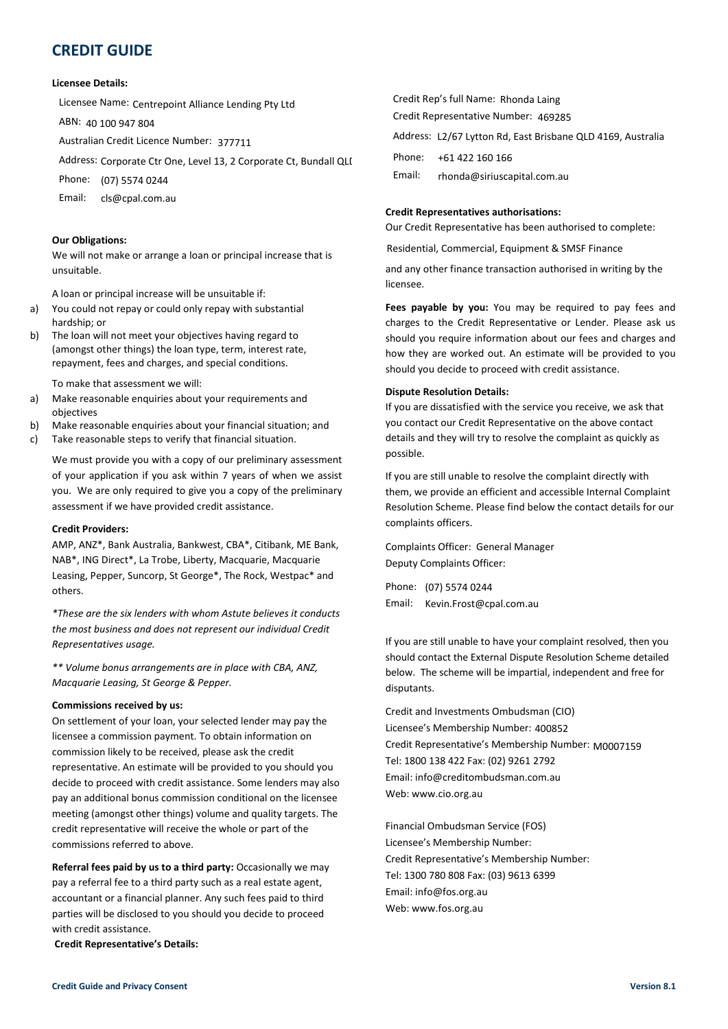# CREDIT GUIDE

**Licensee Details:**

Licensee Name: Centrepoint Alliance Lending Pty Ltd

ABN: 40 100 947 804

Australian Credit Licence Number: 377711

Address: Corporate Ctr One, Level 13, 2 Corporate Ct, Bundall QLI

Phone: (07) 5574 0244

Email: cls@cpal.com.au

**Our Obligations:**

We will not make or arrange a loan or principal increase that is unsuitable.

A loan or principal increase will be unsuitable if:

a) You could not repay or could only repay with substantial hardship; or
b) The loan will not meet your objectives having regard to (amongst other things) the loan type, term, interest rate, repayment, fees and charges, and special conditions.

To make that assessment we will:

a) Make reasonable enquiries about your requirements and objectives
b) Make reasonable enquiries about your financial situation; and
c) Take reasonable steps to verify that financial situation.

We must provide you with a copy of our preliminary assessment of your application if you ask within 7 years of when we assist you. We are only required to give you a copy of the preliminary assessment if we have provided credit assistance.

**Credit Providers:**

AMP, ANZ*, Bank Australia, Bankwest, CBA*, Citibank, ME Bank, NAB*, ING Direct*, La Trobe, Liberty, Macquarie, Macquarie Leasing, Pepper, Suncorp, St George*, The Rock, Westpac* and others.

*\*These are the six lenders with whom Astute believes it conducts the most business and does not represent our individual Credit Representatives usage.*

*\*\* Volume bonus arrangements are in place with CBA, ANZ, Macquarie Leasing, St George & Pepper.*

**Commissions received by us:**

On settlement of your loan, your selected lender may pay the licensee a commission payment. To obtain information on commission likely to be received, please ask the credit representative. An estimate will be provided to you should you decide to proceed with credit assistance. Some lenders may also pay an additional bonus commission conditional on the licensee meeting (amongst other things) volume and quality targets. The credit representative will receive the whole or part of the commissions referred to above.

**Referral fees paid by us to a third party:** Occasionally we may pay a referral fee to a third party such as a real estate agent, accountant or a financial planner. Any such fees paid to third parties will be disclosed to you should you decide to proceed with credit assistance.

**Credit Representative's Details:**

Credit Rep's full Name: Rhonda Laing

Credit Representative Number: 469285

Address: L2/67 Lytton Rd, East Brisbane QLD 4169, Australia

Phone: +61 422 160 166

Email: rhonda@siriuscapital.com.au

**Credit Representatives authorisations:**

Our Credit Representative has been authorised to complete:

Residential, Commercial, Equipment & SMSF Finance

and any other finance transaction authorised in writing by the licensee.

**Fees payable by you:** You may be required to pay fees and charges to the Credit Representative or Lender. Please ask us should you require information about our fees and charges and how they are worked out. An estimate will be provided to you should you decide to proceed with credit assistance.

**Dispute Resolution Details:**

If you are dissatisfied with the service you receive, we ask that you contact our Credit Representative on the above contact details and they will try to resolve the complaint as quickly as possible.

If you are still unable to resolve the complaint directly with them, we provide an efficient and accessible Internal Complaint Resolution Scheme. Please find below the contact details for our complaints officers.

Complaints Officer: General Manager

Deputy Complaints Officer:

Phone: (07) 5574 0244

Email: Kevin.Frost@cpal.com.au

If you are still unable to have your complaint resolved, then you should contact the External Dispute Resolution Scheme detailed below. The scheme will be impartial, independent and free for disputants.

Credit and Investments Ombudsman (CIO)
Licensee's Membership Number: 400852
Credit Representative's Membership Number: M0007159
Tel: 1800 138 422 Fax: (02) 9261 2792
Email: info@creditombudsman.com.au
Web: www.cio.org.au

Financial Ombudsman Service (FOS)
Licensee's Membership Number:
Credit Representative's Membership Number:
Tel: 1300 780 808 Fax: (03) 9613 6399
Email: info@fos.org.au
Web: www.fos.org.au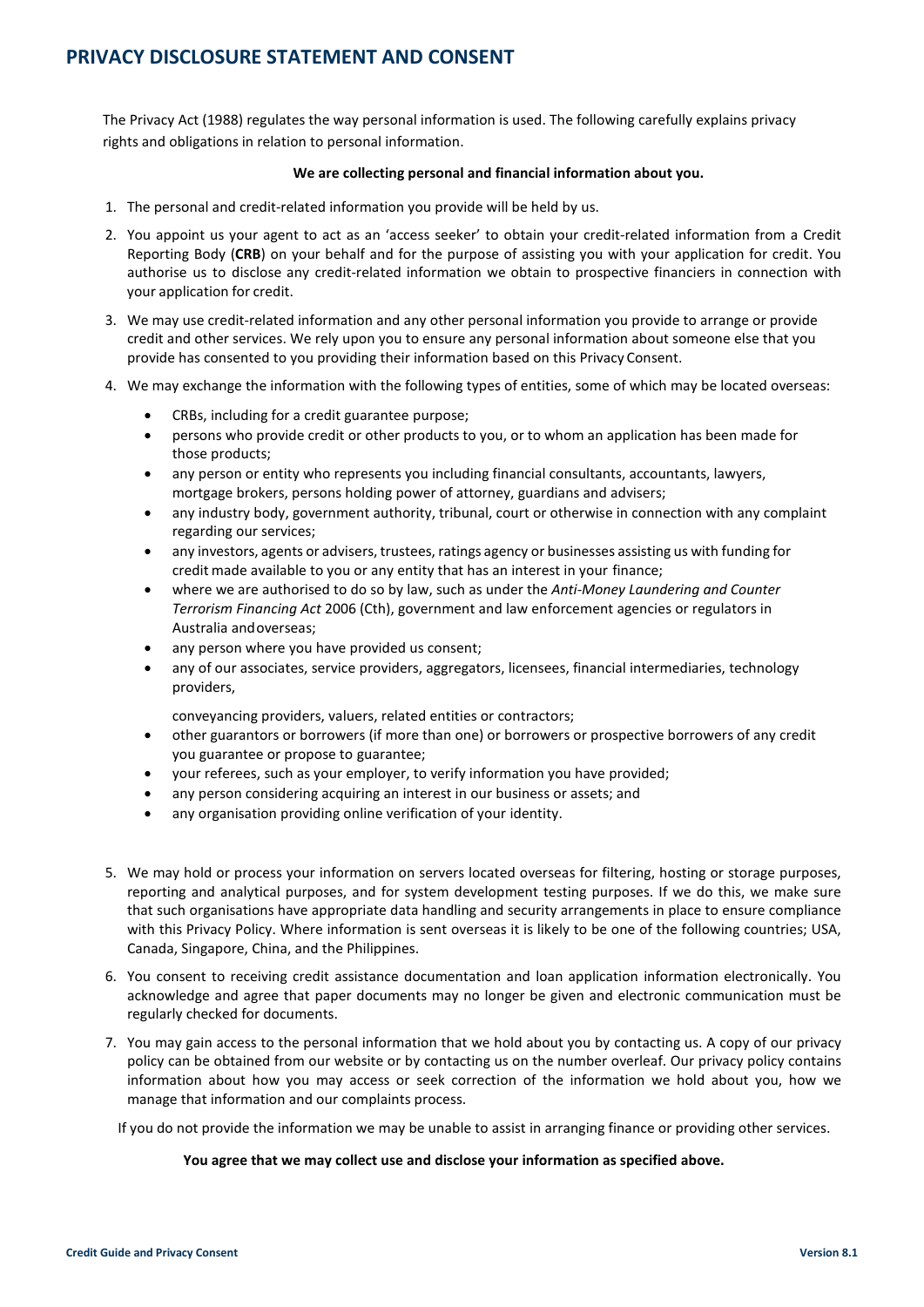# PRIVACY DISCLOSURE STATEMENT AND CONSENT

The Privacy Act (1988) regulates the way personal information is used. The following carefully explains privacy rights and obligations in relation to personal information.

**We are collecting personal and financial information about you.**

1. The personal and credit-related information you provide will be held by us.
2. You appoint us your agent to act as an 'access seeker' to obtain your credit-related information from a Credit Reporting Body (**CRB**) on your behalf and for the purpose of assisting you with your application for credit. You authorise us to disclose any credit-related information we obtain to prospective financiers in connection with your application for credit.
3. We may use credit-related information and any other personal information you provide to arrange or provide credit and other services. We rely upon you to ensure any personal information about someone else that you provide has consented to you providing their information based on this Privacy Consent.
4. We may exchange the information with the following types of entities, some of which may be located overseas:
   - CRBs, including for a credit guarantee purpose;
   - persons who provide credit or other products to you, or to whom an application has been made for those products;
   - any person or entity who represents you including financial consultants, accountants, lawyers, mortgage brokers, persons holding power of attorney, guardians and advisers;
   - any industry body, government authority, tribunal, court or otherwise in connection with any complaint regarding our services;
   - any investors, agents or advisers, trustees, ratings agency or businesses assisting us with funding for credit made available to you or any entity that has an interest in your finance;
   - where we are authorised to do so by law, such as under the *Anti-Money Laundering and Counter Terrorism Financing Act* 2006 (Cth), government and law enforcement agencies or regulators in Australia andoverseas;
   - any person where you have provided us consent;
   - any of our associates, service providers, aggregators, licensees, financial intermediaries, technology providers,

     conveyancing providers, valuers, related entities or contractors;
   - other guarantors or borrowers (if more than one) or borrowers or prospective borrowers of any credit you guarantee or propose to guarantee;
   - your referees, such as your employer, to verify information you have provided;
   - any person considering acquiring an interest in our business or assets; and
   - any organisation providing online verification of your identity.
5. We may hold or process your information on servers located overseas for filtering, hosting or storage purposes, reporting and analytical purposes, and for system development testing purposes. If we do this, we make sure that such organisations have appropriate data handling and security arrangements in place to ensure compliance with this Privacy Policy. Where information is sent overseas it is likely to be one of the following countries; USA, Canada, Singapore, China, and the Philippines.
6. You consent to receiving credit assistance documentation and loan application information electronically. You acknowledge and agree that paper documents may no longer be given and electronic communication must be regularly checked for documents.
7. You may gain access to the personal information that we hold about you by contacting us. A copy of our privacy policy can be obtained from our website or by contacting us on the number overleaf. Our privacy policy contains information about how you may access or seek correction of the information we hold about you, how we manage that information and our complaints process.

If you do not provide the information we may be unable to assist in arranging finance or providing other services.

**You agree that we may collect use and disclose your information as specified above.**